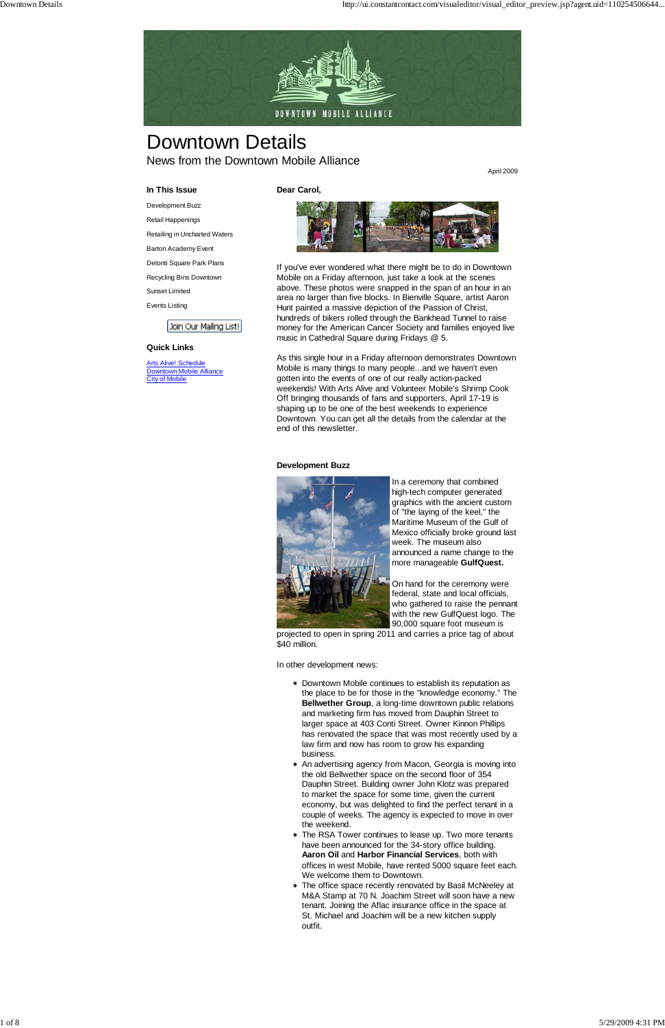# Downtown Details

News from the Downtown Mobile Alliance

April 2009

### In This Issue

Development Buzz

Retail Happenings

Retailing in Uncharted Waters

Barton Academy Event

Detonti Square Park Plans

Recycling Bins Downtown

Sunset Limited

Events Listing

Join Our Mailing List!

### Quick Links

[Arts Alive! Schedule](#)
[Downtown Mobile Alliance](#)
[City of Mobile](#)

**Dear Carol,**

If you've ever wondered what there might be to do in Downtown Mobile on a Friday afternoon, just take a look at the scenes above. These photos were snapped in the span of an hour in an area no larger than five blocks. In Bienville Square, artist Aaron Hunt painted a massive depiction of the Passion of Christ, hundreds of bikers rolled through the Bankhead Tunnel to raise money for the American Cancer Society and families enjoyed live music in Cathedral Square during Fridays @ 5.

As this single hour in a Friday afternoon demonstrates Downtown Mobile is many things to many people...and we haven't even gotten into the events of one of our really action-packed weekends! With Arts Alive and Volunteer Mobile's Shrimp Cook Off bringing thousands of fans and supporters, April 17-19 is shaping up to be one of the best weekends to experience Downtown. You can get all the details from the calendar at the end of this newsletter.

### Development Buzz

In a ceremony that combined high-tech computer generated graphics with the ancient custom of "the laying of the keel," the Maritime Museum of the Gulf of Mexico officially broke ground last week. The museum also announced a name change to the more manageable **GulfQuest.**

On hand for the ceremony were federal, state and local officials, who gathered to raise the pennant with the new GulfQuest logo. The 90,000 square foot museum is projected to open in spring 2011 and carries a price tag of about $40 million.

In other development news:

- Downtown Mobile continues to establish its reputation as the place to be for those in the "knowledge economy." The **Bellwether Group**, a long-time downtown public relations and marketing firm has moved from Dauphin Street to larger space at 403 Conti Street. Owner Kinnon Phillips has renovated the space that was most recently used by a law firm and now has room to grow his expanding business.
- An advertising agency from Macon, Georgia is moving into the old Bellwether space on the second floor of 354 Dauphin Street. Building owner John Klotz was prepared to market the space for some time, given the current economy, but was delighted to find the perfect tenant in a couple of weeks. The agency is expected to move in over the weekend.
- The RSA Tower continues to lease up. Two more tenants have been announced for the 34-story office building. **Aaron Oil** and **Harbor Financial Services**, both with offices in west Mobile, have rented 5000 square feet each. We welcome them to Downtown.
- The office space recently renovated by Basil McNeeley at M&A Stamp at 70 N. Joachim Street will soon have a new tenant. Joining the Aflac insurance office in the space at St. Michael and Joachim will be a new kitchen supply outfit.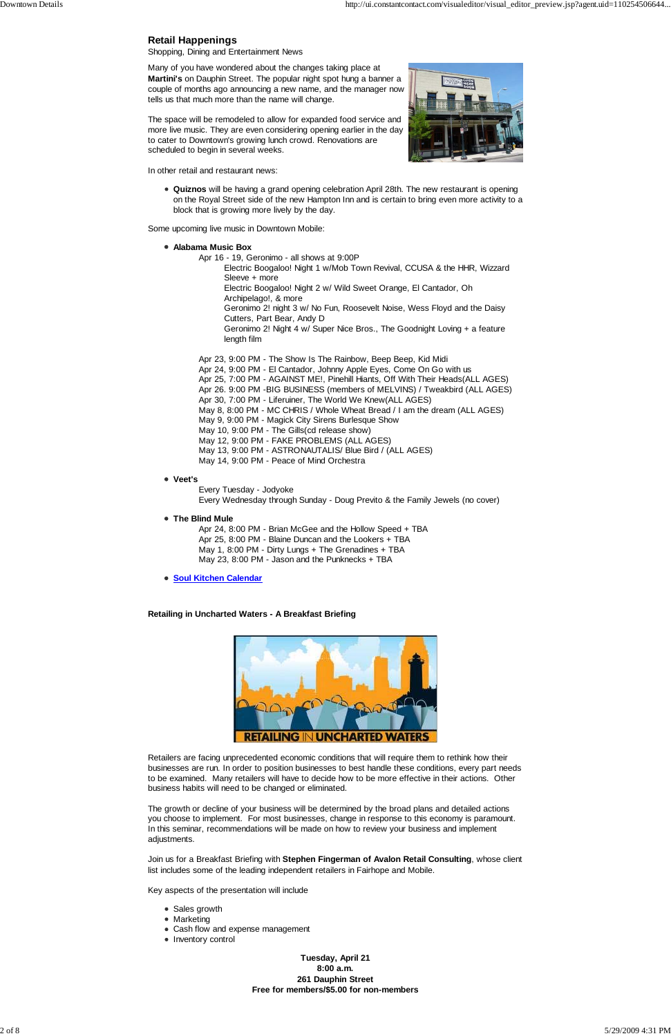## Retail Happenings

Shopping, Dining and Entertainment News

Many of you have wondered about the changes taking place at **Martini's** on Dauphin Street. The popular night spot hung a banner a couple of months ago announcing a new name, and the manager now tells us that much more than the name will change.

The space will be remodeled to allow for expanded food service and more live music. They are even considering opening earlier in the day to cater to Downtown's growing lunch crowd. Renovations are scheduled to begin in several weeks.

In other retail and restaurant news:

- **Quiznos** will be having a grand opening celebration April 28th. The new restaurant is opening on the Royal Street side of the new Hampton Inn and is certain to bring even more activity to a block that is growing more lively by the day.

Some upcoming live music in Downtown Mobile:

- **Alabama Music Box**

  Apr 16 - 19, Geronimo - all shows at 9:00P

  Electric Boogaloo! Night 1 w/Mob Town Revival, CCUSA & the HHR, Wizzard Sleeve + more

  Electric Boogaloo! Night 2 w/ Wild Sweet Orange, El Cantador, Oh Archipelago!, & more

  Geronimo 2! night 3 w/ No Fun, Roosevelt Noise, Wess Floyd and the Daisy Cutters, Part Bear, Andy D

  Geronimo 2! Night 4 w/ Super Nice Bros., The Goodnight Loving + a feature length film

  Apr 23, 9:00 PM - The Show Is The Rainbow, Beep Beep, Kid Midi
  Apr 24, 9:00 PM - El Cantador, Johnny Apple Eyes, Come On Go with us
  Apr 25, 7:00 PM - AGAINST ME!, Pinehill Haints, Off With Their Heads(ALL AGES)
  Apr 26. 9:00 PM -BIG BUSINESS (members of MELVINS) / Tweakbird (ALL AGES)
  Apr 30, 7:00 PM - Liferuiner, The World We Knew(ALL AGES)
  May 8, 8:00 PM - MC CHRIS / Whole Wheat Bread / I am the dream (ALL AGES)
  May 9, 9:00 PM - Magick City Sirens Burlesque Show
  May 10, 9:00 PM - The Gills(cd release show)
  May 12, 9:00 PM - FAKE PROBLEMS (ALL AGES)
  May 13, 9:00 PM - ASTRONAUTALIS/ Blue Bird / (ALL AGES)
  May 14, 9:00 PM - Peace of Mind Orchestra

- **Veet's**

  Every Tuesday - Jodyoke
  Every Wednesday through Sunday - Doug Previto & the Family Jewels (no cover)

- **The Blind Mule**

  Apr 24, 8:00 PM - Brian McGee and the Hollow Speed + TBA
  Apr 25, 8:00 PM - Blaine Duncan and the Lookers + TBA
  May 1, 8:00 PM - Dirty Lungs + The Grenadines + TBA
  May 23, 8:00 PM - Jason and the Punknecks + TBA

- **Soul Kitchen Calendar**

**Retailing in Uncharted Waters - A Breakfast Briefing**

RETAILING IN UNCHARTED WATERS

Retailers are facing unprecedented economic conditions that will require them to rethink how their businesses are run. In order to position businesses to best handle these conditions, every part needs to be examined. Many retailers will have to decide how to be more effective in their actions. Other business habits will need to be changed or eliminated.

The growth or decline of your business will be determined by the broad plans and detailed actions you choose to implement. For most businesses, change in response to this economy is paramount. In this seminar, recommendations will be made on how to review your business and implement adjustments.

Join us for a Breakfast Briefing with **Stephen Fingerman of Avalon Retail Consulting**, whose client list includes some of the leading independent retailers in Fairhope and Mobile.

Key aspects of the presentation will include

- Sales growth
- Marketing
- Cash flow and expense management
- Inventory control

**Tuesday, April 21**
**8:00 a.m.**
**261 Dauphin Street**
**Free for members/$5.00 for non-members**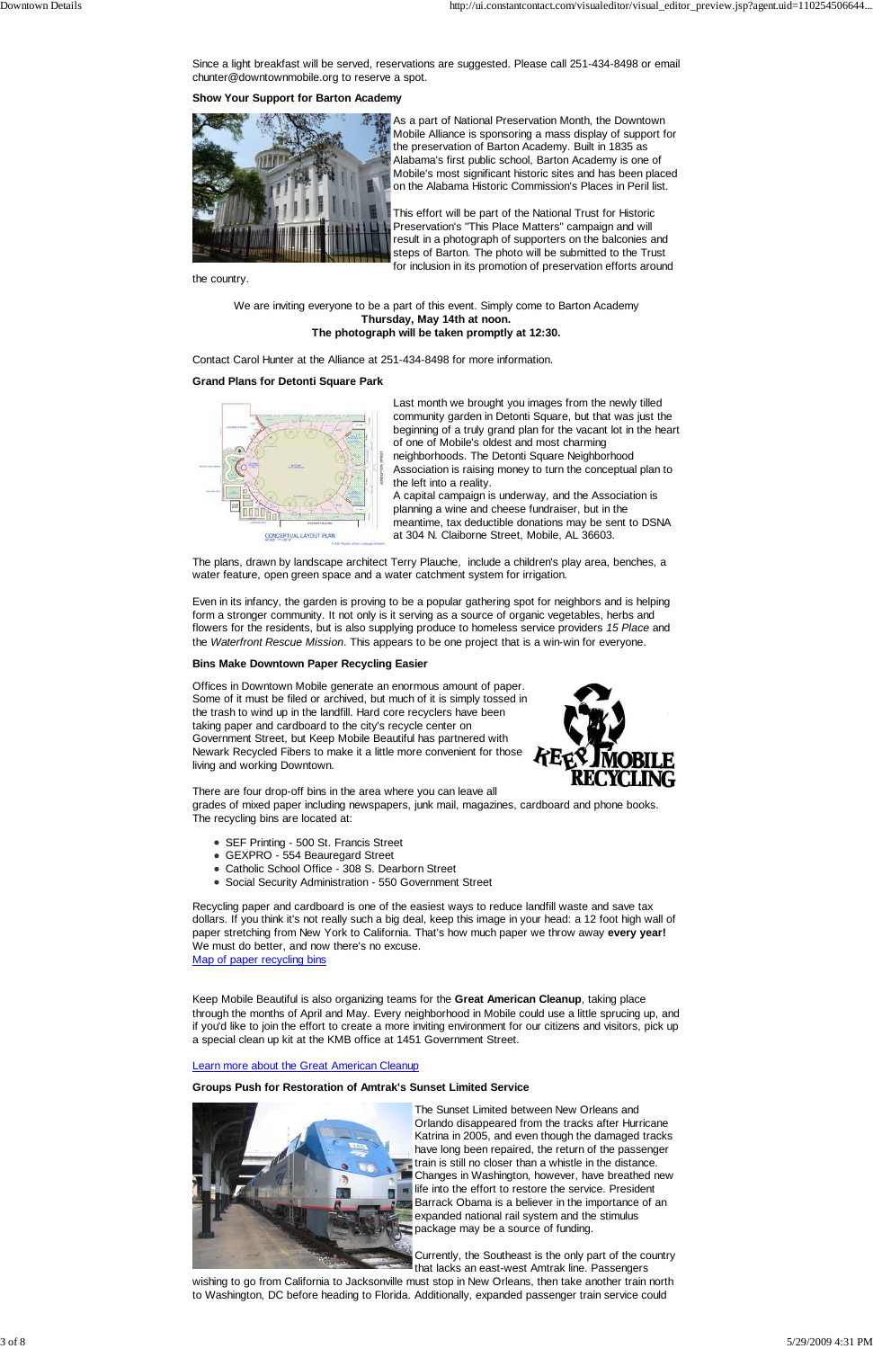Since a light breakfast will be served, reservations are suggested. Please call 251-434-8498 or email chunter@downtownmobile.org to reserve a spot.

**Show Your Support for Barton Academy**

As a part of National Preservation Month, the Downtown Mobile Alliance is sponsoring a mass display of support for the preservation of Barton Academy. Built in 1835 as Alabama's first public school, Barton Academy is one of Mobile's most significant historic sites and has been placed on the Alabama Historic Commission's Places in Peril list.

This effort will be part of the National Trust for Historic Preservation's "This Place Matters" campaign and will result in a photograph of supporters on the balconies and steps of Barton. The photo will be submitted to the Trust for inclusion in its promotion of preservation efforts around the country.

We are inviting everyone to be a part of this event. Simply come to Barton Academy
**Thursday, May 14th at noon.**
**The photograph will be taken promptly at 12:30.**

Contact Carol Hunter at the Alliance at 251-434-8498 for more information.

**Grand Plans for Detonti Square Park**

Last month we brought you images from the newly tilled community garden in Detonti Square, but that was just the beginning of a truly grand plan for the vacant lot in the heart of one of Mobile's oldest and most charming neighborhoods. The Detonti Square Neighborhood Association is raising money to turn the conceptual plan to the left into a reality.
A capital campaign is underway, and the Association is planning a wine and cheese fundraiser, but in the meantime, tax deductible donations may be sent to DSNA at 304 N. Claiborne Street, Mobile, AL 36603.

The plans, drawn by landscape architect Terry Plauche, include a children's play area, benches, a water feature, open green space and a water catchment system for irrigation.

Even in its infancy, the garden is proving to be a popular gathering spot for neighbors and is helping form a stronger community. It not only is it serving as a source of organic vegetables, herbs and flowers for the residents, but is also supplying produce to homeless service providers *15 Place* and the *Waterfront Rescue Mission*. This appears to be one project that is a win-win for everyone.

**Bins Make Downtown Paper Recycling Easier**

Offices in Downtown Mobile generate an enormous amount of paper. Some of it must be filed or archived, but much of it is simply tossed in the trash to wind up in the landfill. Hard core recyclers have been taking paper and cardboard to the city's recycle center on Government Street, but Keep Mobile Beautiful has partnered with Newark Recycled Fibers to make it a little more convenient for those living and working Downtown.

There are four drop-off bins in the area where you can leave all grades of mixed paper including newspapers, junk mail, magazines, cardboard and phone books. The recycling bins are located at:

- SEF Printing - 500 St. Francis Street
- GEXPRO - 554 Beauregard Street
- Catholic School Office - 308 S. Dearborn Street
- Social Security Administration - 550 Government Street

Recycling paper and cardboard is one of the easiest ways to reduce landfill waste and save tax dollars. If you think it's not really such a big deal, keep this image in your head: a 12 foot high wall of paper stretching from New York to California. That's how much paper we throw away **every year!** We must do better, and now there's no excuse.
Map of paper recycling bins

Keep Mobile Beautiful is also organizing teams for the **Great American Cleanup**, taking place through the months of April and May. Every neighborhood in Mobile could use a little sprucing up, and if you'd like to join the effort to create a more inviting environment for our citizens and visitors, pick up a special clean up kit at the KMB office at 1451 Government Street.

Learn more about the Great American Cleanup

**Groups Push for Restoration of Amtrak's Sunset Limited Service**

The Sunset Limited between New Orleans and Orlando disappeared from the tracks after Hurricane Katrina in 2005, and even though the damaged tracks have long been repaired, the return of the passenger train is still no closer than a whistle in the distance. Changes in Washington, however, have breathed new life into the effort to restore the service. President Barrack Obama is a believer in the importance of an expanded national rail system and the stimulus package may be a source of funding.

Currently, the Southeast is the only part of the country that lacks an east-west Amtrak line. Passengers wishing to go from California to Jacksonville must stop in New Orleans, then take another train north to Washington, DC before heading to Florida. Additionally, expanded passenger train service could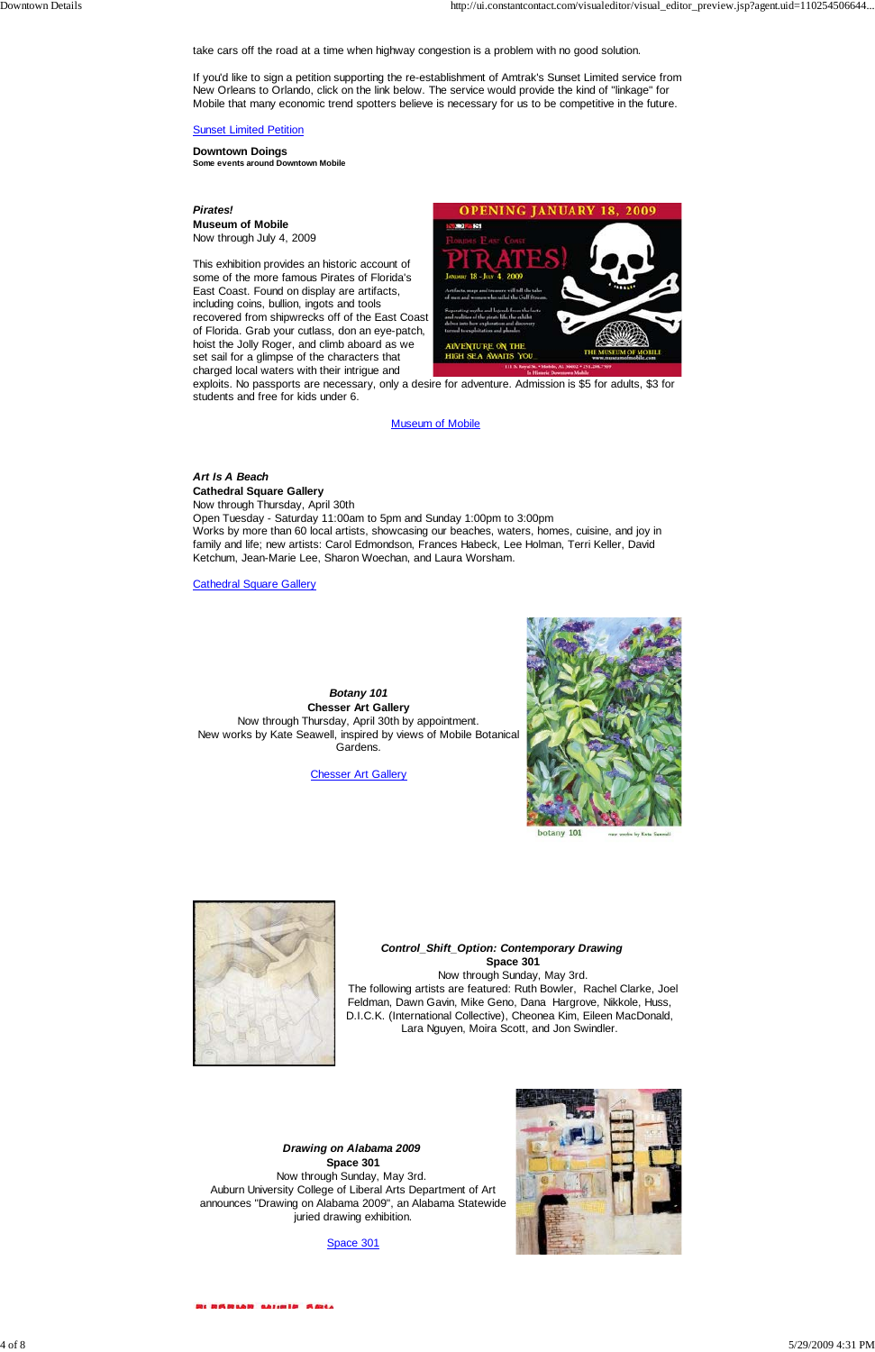take cars off the road at a time when highway congestion is a problem with no good solution.

If you'd like to sign a petition supporting the re-establishment of Amtrak's Sunset Limited service from New Orleans to Orlando, click on the link below. The service would provide the kind of "linkage" for Mobile that many economic trend spotters believe is necessary for us to be competitive in the future.

Sunset Limited Petition

**Downtown Doings**
**Some events around Downtown Mobile**

***Pirates!***
**Museum of Mobile**
Now through July 4, 2009

This exhibition provides an historic account of some of the more famous Pirates of Florida's East Coast. Found on display are artifacts, including coins, bullion, ingots and tools recovered from shipwrecks off of the East Coast of Florida. Grab your cutlass, don an eye-patch, hoist the Jolly Roger, and climb aboard as we set sail for a glimpse of the characters that charged local waters with their intrigue and exploits. No passports are necessary, only a desire for adventure. Admission is $5 for adults, $3 for students and free for kids under 6.

Museum of Mobile

***Art Is A Beach***
**Cathedral Square Gallery**
Now through Thursday, April 30th
Open Tuesday - Saturday 11:00am to 5pm and Sunday 1:00pm to 3:00pm
Works by more than 60 local artists, showcasing our beaches, waters, homes, cuisine, and joy in family and life; new artists: Carol Edmondson, Frances Habeck, Lee Holman, Terri Keller, David Ketchum, Jean-Marie Lee, Sharon Woechan, and Laura Worsham.

Cathedral Square Gallery

***Botany 101***
**Chesser Art Gallery**
Now through Thursday, April 30th by appointment.
New works by Kate Seawell, inspired by views of Mobile Botanical Gardens.

Chesser Art Gallery

***Control_Shift_Option: Contemporary Drawing***
**Space 301**
Now through Sunday, May 3rd.
The following artists are featured: Ruth Bowler, Rachel Clarke, Joel Feldman, Dawn Gavin, Mike Geno, Dana Hargrove, Nikkole, Huss, D.I.C.K. (International Collective), Cheonea Kim, Eileen MacDonald, Lara Nguyen, Moira Scott, and Jon Swindler.

***Drawing on Alabama 2009***
**Space 301**
Now through Sunday, May 3rd.
Auburn University College of Liberal Arts Department of Art announces "Drawing on Alabama 2009", an Alabama Statewide juried drawing exhibition.

Space 301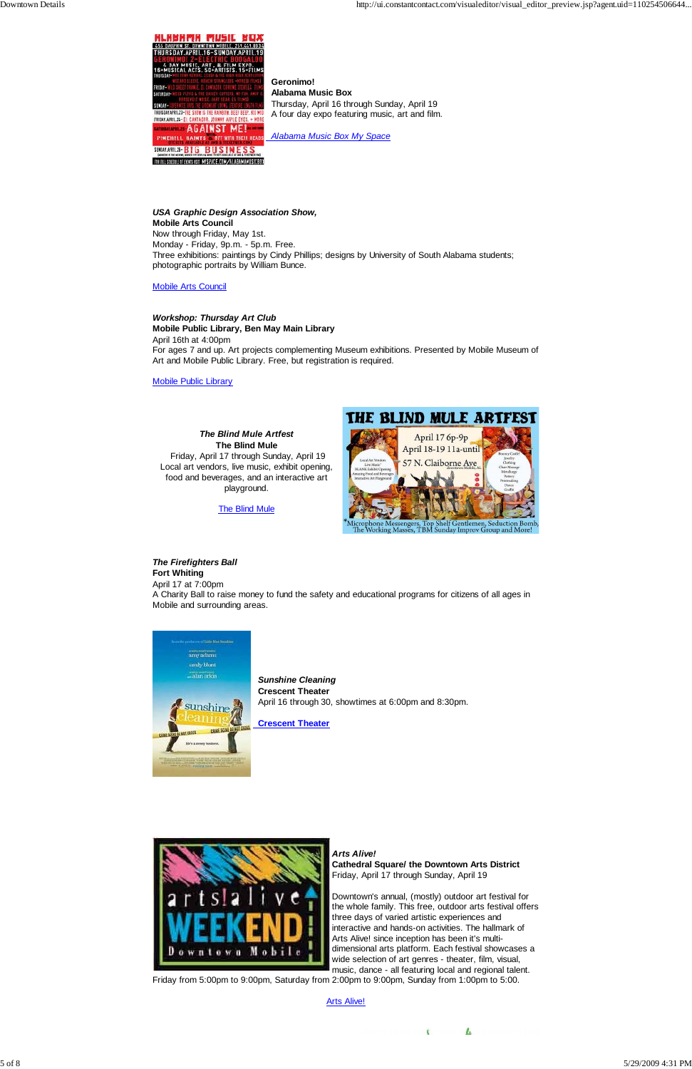***Geronimo!***
**Alabama Music Box**
Thursday, April 16 through Sunday, April 19
A four day expo featuring music, art and film.

Alabama Music Box My Space

***USA Graphic Design Association Show,***
**Mobile Arts Council**
Now through Friday, May 1st.
Monday - Friday, 9p.m. - 5p.m. Free.
Three exhibitions: paintings by Cindy Phillips; designs by University of South Alabama students; photographic portraits by William Bunce.

Mobile Arts Council

***Workshop: Thursday Art Club***
**Mobile Public Library, Ben May Main Library**
April 16th at 4:00pm
For ages 7 and up. Art projects complementing Museum exhibitions. Presented by Mobile Museum of Art and Mobile Public Library. Free, but registration is required.

Mobile Public Library

***The Blind Mule Artfest***
**The Blind Mule**
Friday, April 17 through Sunday, April 19
Local art vendors, live music, exhibit opening, food and beverages, and an interactive art playground.

The Blind Mule

***The Firefighters Ball***
**Fort Whiting**
April 17 at 7:00pm
A Charity Ball to raise money to fund the safety and educational programs for citizens of all ages in Mobile and surrounding areas.

***Sunshine Cleaning***
**Crescent Theater**
April 16 through 30, showtimes at 6:00pm and 8:30pm.

Crescent Theater

***Arts Alive!***
**Cathedral Square/ the Downtown Arts District**
Friday, April 17 through Sunday, April 19

Downtown's annual, (mostly) outdoor art festival for the whole family. This free, outdoor arts festival offers three days of varied artistic experiences and interactive and hands-on activities. The hallmark of Arts Alive! since inception has been it's multi-dimensional arts platform. Each festival showcases a wide selection of art genres - theater, film, visual, music, dance - all featuring local and regional talent.
Friday from 5:00pm to 9:00pm, Saturday from 2:00pm to 9:00pm, Sunday from 1:00pm to 5:00.

Arts Alive!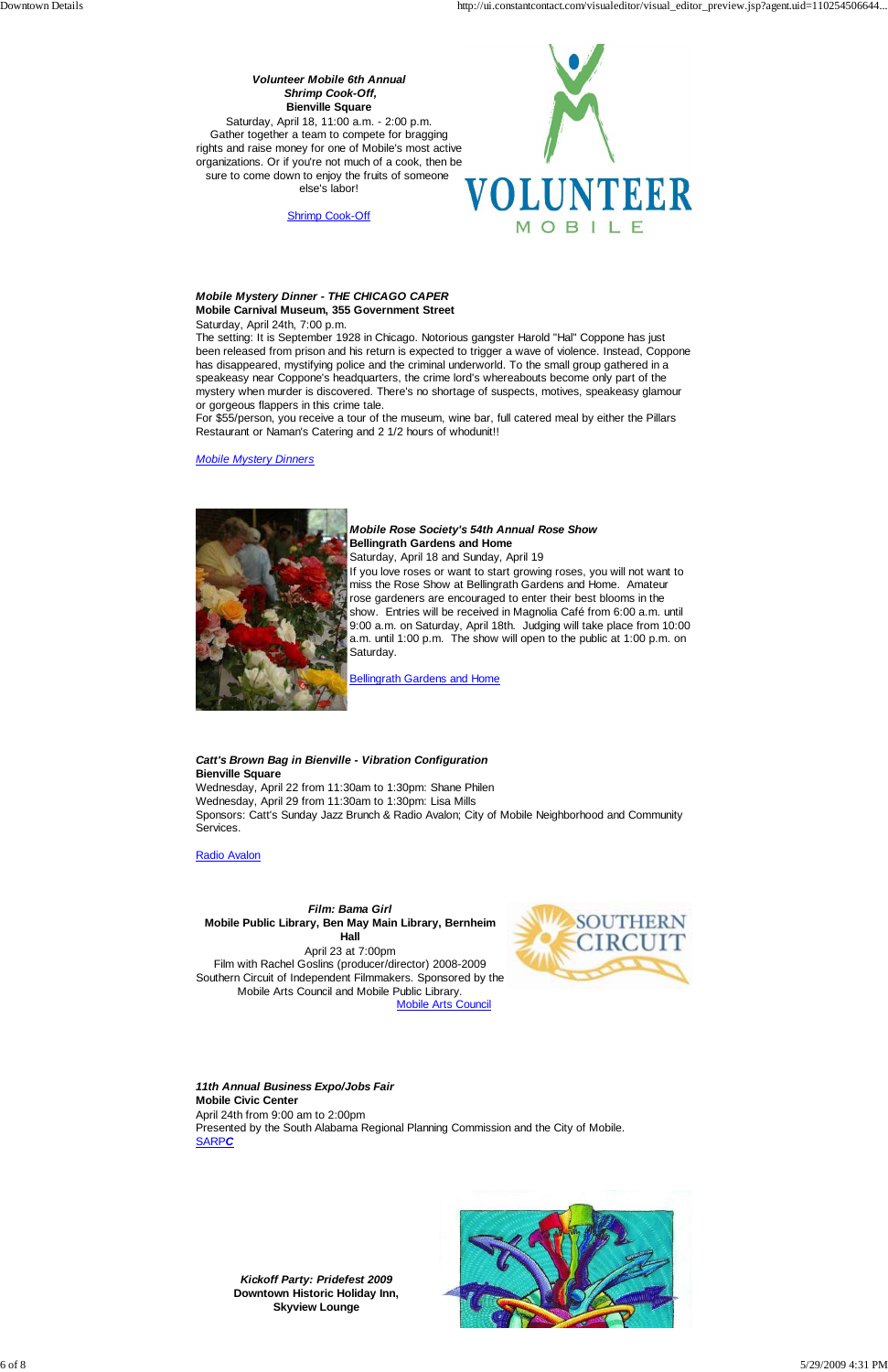***Volunteer Mobile 6th Annual Shrimp Cook-Off,***
**Bienville Square**
Saturday, April 18, 11:00 a.m. - 2:00 p.m.
Gather together a team to compete for bragging rights and raise money for one of Mobile's most active organizations. Or if you're not much of a cook, then be sure to come down to enjoy the fruits of someone else's labor!

Shrimp Cook-Off

***Mobile Mystery Dinner - THE CHICAGO CAPER***
**Mobile Carnival Museum, 355 Government Street**
Saturday, April 24th, 7:00 p.m.
The setting: It is September 1928 in Chicago. Notorious gangster Harold "Hal" Coppone has just been released from prison and his return is expected to trigger a wave of violence. Instead, Coppone has disappeared, mystifying police and the criminal underworld. To the small group gathered in a speakeasy near Coppone's headquarters, the crime lord's whereabouts become only part of the mystery when murder is discovered. There's no shortage of suspects, motives, speakeasy glamour or gorgeous flappers in this crime tale.
For $55/person, you receive a tour of the museum, wine bar, full catered meal by either the Pillars Restaurant or Naman's Catering and 2 1/2 hours of whodunit!!

*Mobile Mystery Dinners*

***Mobile Rose Society's 54th Annual Rose Show***
**Bellingrath Gardens and Home**
Saturday, April 18 and Sunday, April 19
If you love roses or want to start growing roses, you will not want to miss the Rose Show at Bellingrath Gardens and Home. Amateur rose gardeners are encouraged to enter their best blooms in the show. Entries will be received in Magnolia Café from 6:00 a.m. until 9:00 a.m. on Saturday, April 18th. Judging will take place from 10:00 a.m. until 1:00 p.m. The show will open to the public at 1:00 p.m. on Saturday.

Bellingrath Gardens and Home

***Catt's Brown Bag in Bienville - Vibration Configuration***
**Bienville Square**
Wednesday, April 22 from 11:30am to 1:30pm: Shane Philen
Wednesday, April 29 from 11:30am to 1:30pm: Lisa Mills
Sponsors: Catt's Sunday Jazz Brunch & Radio Avalon; City of Mobile Neighborhood and Community Services.

Radio Avalon

***Film: Bama Girl***
**Mobile Public Library, Ben May Main Library, Bernheim Hall**
April 23 at 7:00pm
Film with Rachel Goslins (producer/director) 2008-2009 Southern Circuit of Independent Filmmakers. Sponsored by the Mobile Arts Council and Mobile Public Library.
Mobile Arts Council

***11th Annual Business Expo/Jobs Fair***
**Mobile Civic Center**
April 24th from 9:00 am to 2:00pm
Presented by the South Alabama Regional Planning Commission and the City of Mobile.
SARP***C***

***Kickoff Party: Pridefest 2009***
**Downtown Historic Holiday Inn, Skyview Lounge**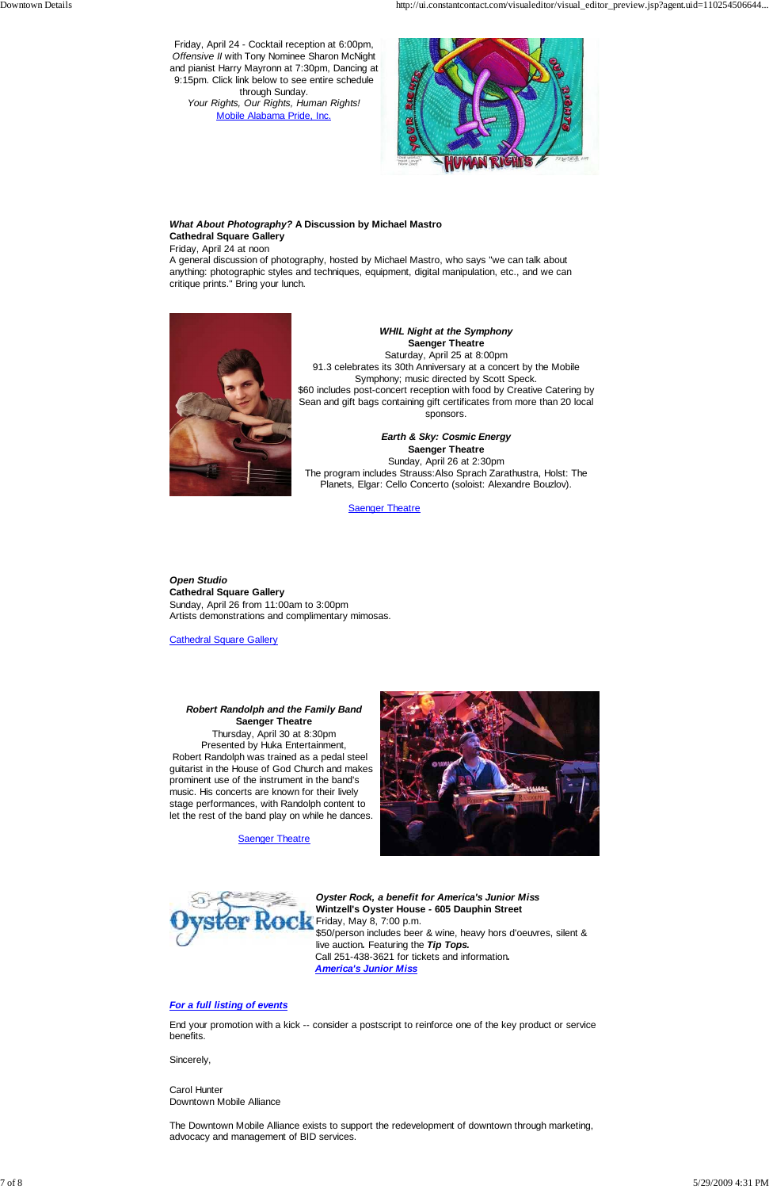Friday, April 24 - Cocktail reception at 6:00pm, *Offensive II* with Tony Nominee Sharon McNight and pianist Harry Mayronn at 7:30pm, Dancing at 9:15pm. Click link below to see entire schedule through Sunday.
*Your Rights, Our Rights, Human Rights!*
Mobile Alabama Pride, Inc.

***What About Photography?* A Discussion by Michael Mastro**
**Cathedral Square Gallery**
Friday, April 24 at noon
A general discussion of photography, hosted by Michael Mastro, who says "we can talk about anything: photographic styles and techniques, equipment, digital manipulation, etc., and we can critique prints." Bring your lunch.

***WHIL Night at the Symphony***
**Saenger Theatre**
Saturday, April 25 at 8:00pm
91.3 celebrates its 30th Anniversary at a concert by the Mobile Symphony; music directed by Scott Speck.
$60 includes post-concert reception with food by Creative Catering by Sean and gift bags containing gift certificates from more than 20 local sponsors.

***Earth & Sky: Cosmic Energy***
**Saenger Theatre**
Sunday, April 26 at 2:30pm
The program includes Strauss:Also Sprach Zarathustra, Holst: The Planets, Elgar: Cello Concerto (soloist: Alexandre Bouzlov).

Saenger Theatre

***Open Studio***
**Cathedral Square Gallery**
Sunday, April 26 from 11:00am to 3:00pm
Artists demonstrations and complimentary mimosas.

Cathedral Square Gallery

***Robert Randolph and the Family Band***
**Saenger Theatre**
Thursday, April 30 at 8:30pm
Presented by Huka Entertainment,
Robert Randolph was trained as a pedal steel guitarist in the House of God Church and makes prominent use of the instrument in the band's music. His concerts are known for their lively stage performances, with Randolph content to let the rest of the band play on while he dances.

Saenger Theatre

***Oyster Rock, a benefit for America's Junior Miss***
**Wintzell's Oyster House - 605 Dauphin Street**
Friday, May 8, 7:00 p.m.
$50/person includes beer & wine, heavy hors d'oeuvres, silent & live auction. Featuring the ***Tip Tops.***
Call 251-438-3621 for tickets and information.
***America's Junior Miss***

***For a full listing of events***

End your promotion with a kick -- consider a postscript to reinforce one of the key product or service benefits.

Sincerely,

Carol Hunter
Downtown Mobile Alliance

The Downtown Mobile Alliance exists to support the redevelopment of downtown through marketing, advocacy and management of BID services.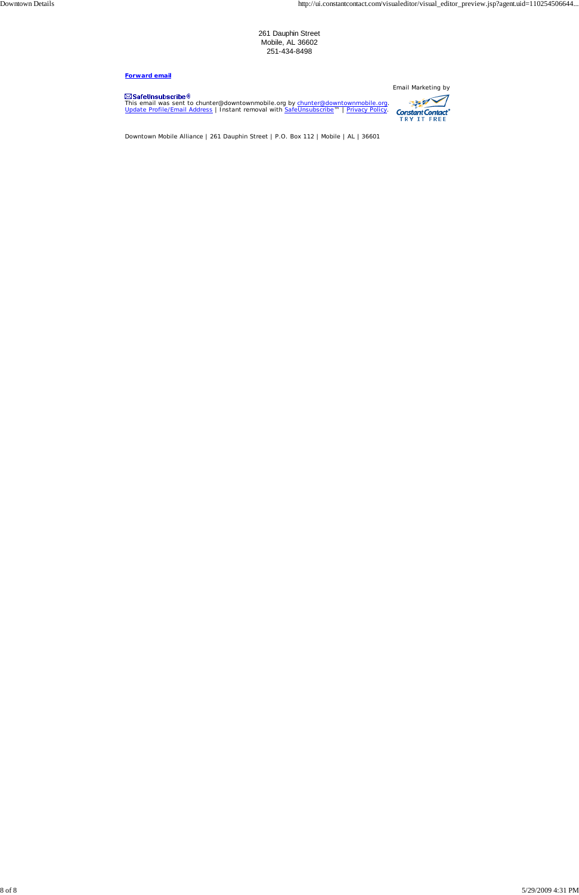261 Dauphin Street
Mobile, AL 36602
251-434-8498

**Forward email**

Email Marketing by

SafeUnsubscribe®
This email was sent to chunter@downtownmobile.org by chunter@downtownmobile.org.
Update Profile/Email Address | Instant removal with SafeUnsubscribe™ | Privacy Policy.

Constant Contact
TRY IT FREE

Downtown Mobile Alliance | 261 Dauphin Street | P.O. Box 112 | Mobile | AL | 36601